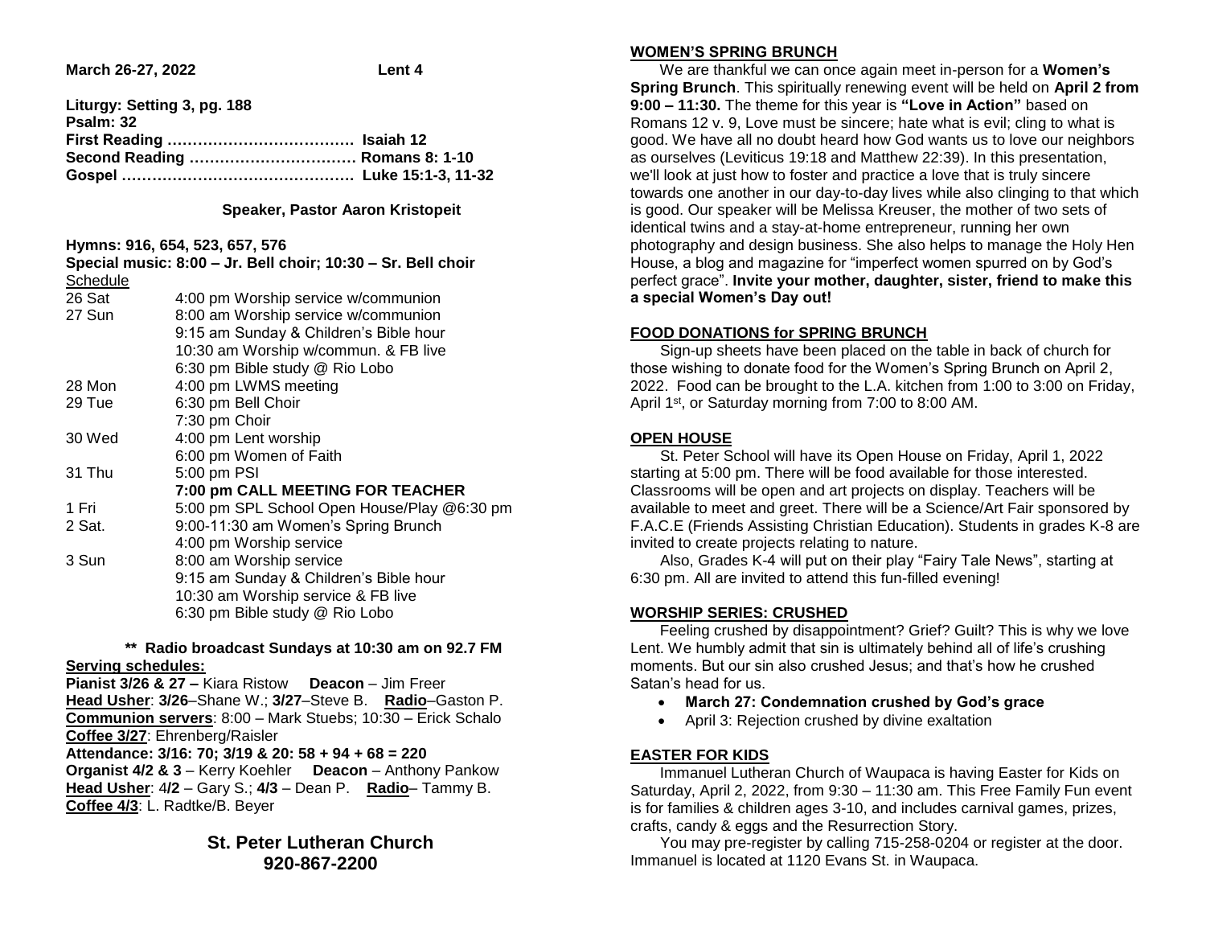**March 26-27, 2022 Lent 4**

**Liturgy: Setting 3, pg. 188**
**Psalm: 32**
**First Reading ………………………………. Isaiah 12**
**Second Reading …………………………… Romans 8: 1-10**
**Gospel ………………………………………. Luke 15:1-3, 11-32**

**Speaker, Pastor Aaron Kristopeit**

**Hymns: 916, 654, 523, 657, 576**
**Special music: 8:00 – Jr. Bell choir; 10:30 – Sr. Bell choir**

Schedule

| | |
|---|---|
| 26 Sat | 4:00 pm Worship service w/communion |
| 27 Sun | 8:00 am Worship service w/communion |
| | 9:15 am Sunday & Children's Bible hour |
| | 10:30 am Worship w/commun. & FB live |
| | 6:30 pm Bible study @ Rio Lobo |
| 28 Mon | 4:00 pm LWMS meeting |
| 29 Tue | 6:30 pm Bell Choir |
| | 7:30 pm Choir |
| 30 Wed | 4:00 pm Lent worship |
| | 6:00 pm Women of Faith |
| 31 Thu | 5:00 pm PSI |
| | **7:00 pm CALL MEETING FOR TEACHER** |
| 1 Fri | 5:00 pm SPL School Open House/Play @6:30 pm |
| 2 Sat. | 9:00-11:30 am Women's Spring Brunch |
| | 4:00 pm Worship service |
| 3 Sun | 8:00 am Worship service |
| | 9:15 am Sunday & Children's Bible hour |
| | 10:30 am Worship service & FB live |
| | 6:30 pm Bible study @ Rio Lobo |

**\*\* Radio broadcast Sundays at 10:30 am on 92.7 FM**

**Serving schedules:**
**Pianist 3/26 & 27 –** Kiara Ristow **Deacon** – Jim Freer
**Head Usher**: **3/26**–Shane W.; **3/27**–Steve B. **Radio**–Gaston P.
**Communion servers**: 8:00 – Mark Stuebs; 10:30 – Erick Schalo
**Coffee 3/27**: Ehrenberg/Raisler
**Attendance: 3/16: 70; 3/19 & 20: 58 + 94 + 68 = 220**
**Organist 4/2 & 3** – Kerry Koehler **Deacon** – Anthony Pankow
**Head Usher**: 4/**2** – Gary S.; **4/3** – Dean P. **Radio**– Tammy B.
**Coffee 4/3**: L. Radtke/B. Beyer

**St. Peter Lutheran Church**
**920-867-2200**

## WOMEN'S SPRING BRUNCH

We are thankful we can once again meet in-person for a **Women's Spring Brunch**. This spiritually renewing event will be held on **April 2 from 9:00 – 11:30.** The theme for this year is **"Love in Action"** based on Romans 12 v. 9, Love must be sincere; hate what is evil; cling to what is good. We have all no doubt heard how God wants us to love our neighbors as ourselves (Leviticus 19:18 and Matthew 22:39). In this presentation, we'll look at just how to foster and practice a love that is truly sincere towards one another in our day-to-day lives while also clinging to that which is good. Our speaker will be Melissa Kreuser, the mother of two sets of identical twins and a stay-at-home entrepreneur, running her own photography and design business. She also helps to manage the Holy Hen House, a blog and magazine for "imperfect women spurred on by God's perfect grace". **Invite your mother, daughter, sister, friend to make this a special Women's Day out!**

## FOOD DONATIONS for SPRING BRUNCH

Sign-up sheets have been placed on the table in back of church for those wishing to donate food for the Women's Spring Brunch on April 2, 2022. Food can be brought to the L.A. kitchen from 1:00 to 3:00 on Friday, April 1st, or Saturday morning from 7:00 to 8:00 AM.

## OPEN HOUSE

St. Peter School will have its Open House on Friday, April 1, 2022 starting at 5:00 pm. There will be food available for those interested. Classrooms will be open and art projects on display. Teachers will be available to meet and greet. There will be a Science/Art Fair sponsored by F.A.C.E (Friends Assisting Christian Education). Students in grades K-8 are invited to create projects relating to nature.

Also, Grades K-4 will put on their play "Fairy Tale News", starting at 6:30 pm. All are invited to attend this fun-filled evening!

## WORSHIP SERIES: CRUSHED

Feeling crushed by disappointment? Grief? Guilt? This is why we love Lent. We humbly admit that sin is ultimately behind all of life's crushing moments. But our sin also crushed Jesus; and that's how he crushed Satan's head for us.

- **March 27: Condemnation crushed by God's grace**
- April 3: Rejection crushed by divine exaltation

## EASTER FOR KIDS

Immanuel Lutheran Church of Waupaca is having Easter for Kids on Saturday, April 2, 2022, from 9:30 – 11:30 am. This Free Family Fun event is for families & children ages 3-10, and includes carnival games, prizes, crafts, candy & eggs and the Resurrection Story.

You may pre-register by calling 715-258-0204 or register at the door. Immanuel is located at 1120 Evans St. in Waupaca.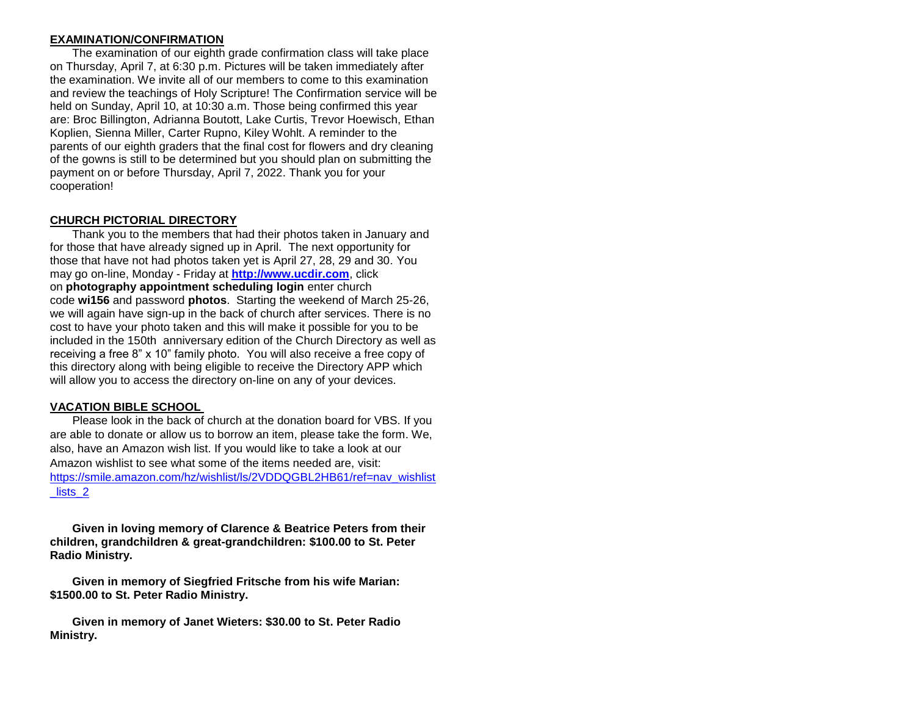## EXAMINATION/CONFIRMATION

The examination of our eighth grade confirmation class will take place on Thursday, April 7, at 6:30 p.m. Pictures will be taken immediately after the examination. We invite all of our members to come to this examination and review the teachings of Holy Scripture! The Confirmation service will be held on Sunday, April 10, at 10:30 a.m. Those being confirmed this year are: Broc Billington, Adrianna Boutott, Lake Curtis, Trevor Hoewisch, Ethan Koplien, Sienna Miller, Carter Rupno, Kiley Wohlt. A reminder to the parents of our eighth graders that the final cost for flowers and dry cleaning of the gowns is still to be determined but you should plan on submitting the payment on or before Thursday, April 7, 2022. Thank you for your cooperation!

## CHURCH PICTORIAL DIRECTORY

Thank you to the members that had their photos taken in January and for those that have already signed up in April. The next opportunity for those that have not had photos taken yet is April 27, 28, 29 and 30. You may go on-line, Monday - Friday at **http://www.ucdir.com**, click on **photography appointment scheduling login** enter church code **wi156** and password **photos**. Starting the weekend of March 25-26, we will again have sign-up in the back of church after services. There is no cost to have your photo taken and this will make it possible for you to be included in the 150th anniversary edition of the Church Directory as well as receiving a free 8" x 10" family photo. You will also receive a free copy of this directory along with being eligible to receive the Directory APP which will allow you to access the directory on-line on any of your devices.

## VACATION BIBLE SCHOOL

Please look in the back of church at the donation board for VBS. If you are able to donate or allow us to borrow an item, please take the form. We, also, have an Amazon wish list. If you would like to take a look at our Amazon wishlist to see what some of the items needed are, visit: https://smile.amazon.com/hz/wishlist/ls/2VDDQGBL2HB61/ref=nav_wishlist_lists_2

**Given in loving memory of Clarence & Beatrice Peters from their children, grandchildren & great-grandchildren: $100.00 to St. Peter Radio Ministry.**

**Given in memory of Siegfried Fritsche from his wife Marian: $1500.00 to St. Peter Radio Ministry.**

**Given in memory of Janet Wieters: $30.00 to St. Peter Radio Ministry.**